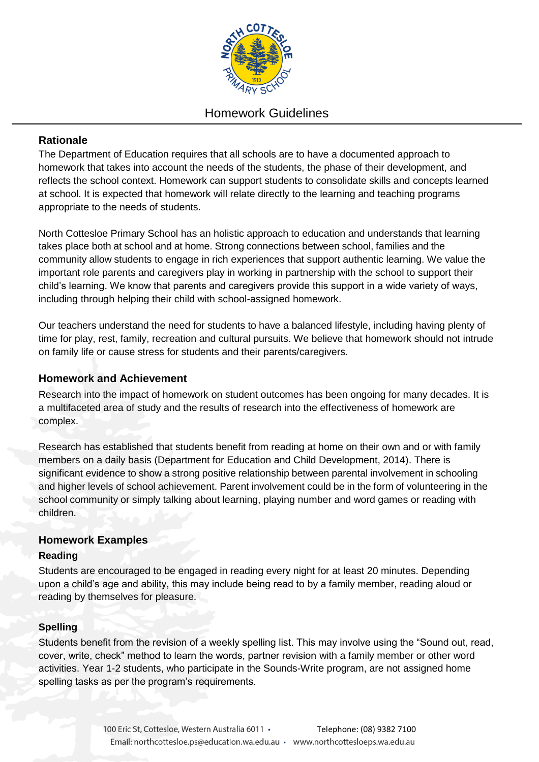# Homework Guidelines

## Rationale

The Department of Education requires that all schools are to have a documented approach to homework that takes into account the needs of the students, the phase of their development, and reflects the school context. Homework can support students to consolidate skills and concepts learned at school. It is expected that homework will relate directly to the learning and teaching programs appropriate to the needs of students.

North Cottesloe Primary School has an holistic approach to education and understands that learning takes place both at school and at home. Strong connections between school, families and the community allow students to engage in rich experiences that support authentic learning. We value the important role parents and caregivers play in working in partnership with the school to support their child's learning. We know that parents and caregivers provide this support in a wide variety of ways, including through helping their child with school-assigned homework.

Our teachers understand the need for students to have a balanced lifestyle, including having plenty of time for play, rest, family, recreation and cultural pursuits. We believe that homework should not intrude on family life or cause stress for students and their parents/caregivers.

## Homework and Achievement

Research into the impact of homework on student outcomes has been ongoing for many decades. It is a multifaceted area of study and the results of research into the effectiveness of homework are complex.

Research has established that students benefit from reading at home on their own and or with family members on a daily basis (Department for Education and Child Development, 2014). There is significant evidence to show a strong positive relationship between parental involvement in schooling and higher levels of school achievement. Parent involvement could be in the form of volunteering in the school community or simply talking about learning, playing number and word games or reading with children.

## Homework Examples

### Reading

Students are encouraged to be engaged in reading every night for at least 20 minutes. Depending upon a child's age and ability, this may include being read to by a family member, reading aloud or reading by themselves for pleasure.

### Spelling

Students benefit from the revision of a weekly spelling list. This may involve using the "Sound out, read, cover, write, check" method to learn the words, partner revision with a family member or other word activities. Year 1-2 students, who participate in the Sounds-Write program, are not assigned home spelling tasks as per the program's requirements.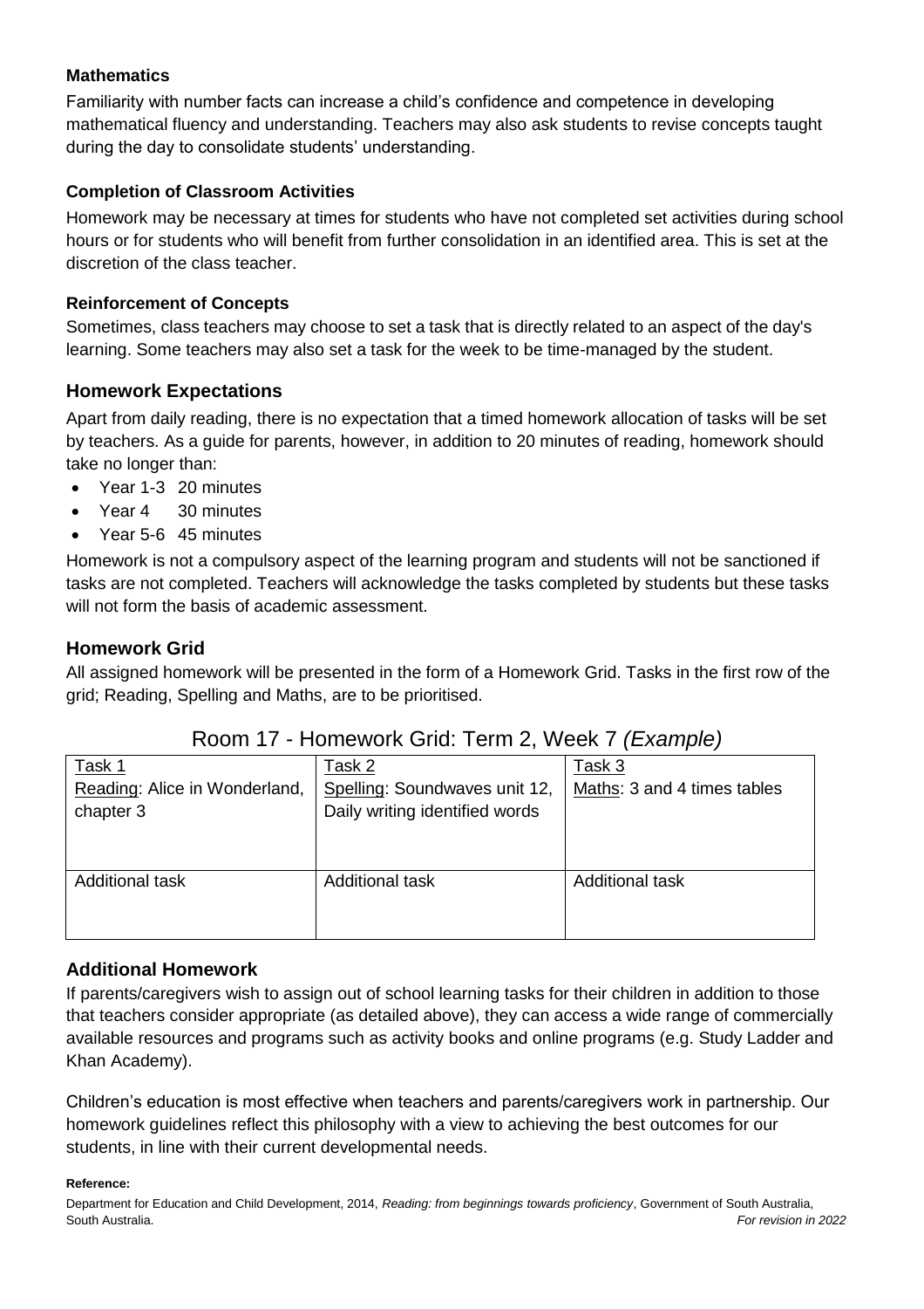**Mathematics**

Familiarity with number facts can increase a child's confidence and competence in developing mathematical fluency and understanding. Teachers may also ask students to revise concepts taught during the day to consolidate students' understanding.

**Completion of Classroom Activities**

Homework may be necessary at times for students who have not completed set activities during school hours or for students who will benefit from further consolidation in an identified area. This is set at the discretion of the class teacher.

**Reinforcement of Concepts**

Sometimes, class teachers may choose to set a task that is directly related to an aspect of the day's learning. Some teachers may also set a task for the week to be time-managed by the student.

## Homework Expectations

Apart from daily reading, there is no expectation that a timed homework allocation of tasks will be set by teachers. As a guide for parents, however, in addition to 20 minutes of reading, homework should take no longer than:

- Year 1-3 20 minutes
- Year 4 30 minutes
- Year 5-6 45 minutes

Homework is not a compulsory aspect of the learning program and students will not be sanctioned if tasks are not completed. Teachers will acknowledge the tasks completed by students but these tasks will not form the basis of academic assessment.

## Homework Grid

All assigned homework will be presented in the form of a Homework Grid. Tasks in the first row of the grid; Reading, Spelling and Maths, are to be prioritised.

Room 17 - Homework Grid: Term 2, Week 7 *(Example)*

| | | |
|---|---|---|
| Task 1<br>Reading: Alice in Wonderland, chapter 3 | Task 2<br>Spelling: Soundwaves unit 12, Daily writing identified words | Task 3<br>Maths: 3 and 4 times tables |
| Additional task | Additional task | Additional task |

## Additional Homework

If parents/caregivers wish to assign out of school learning tasks for their children in addition to those that teachers consider appropriate (as detailed above), they can access a wide range of commercially available resources and programs such as activity books and online programs (e.g. Study Ladder and Khan Academy).

Children's education is most effective when teachers and parents/caregivers work in partnership. Our homework guidelines reflect this philosophy with a view to achieving the best outcomes for our students, in line with their current developmental needs.

**Reference:**

Department for Education and Child Development, 2014, *Reading: from beginnings towards proficiency*, Government of South Australia, South Australia.

*For revision in 2022*